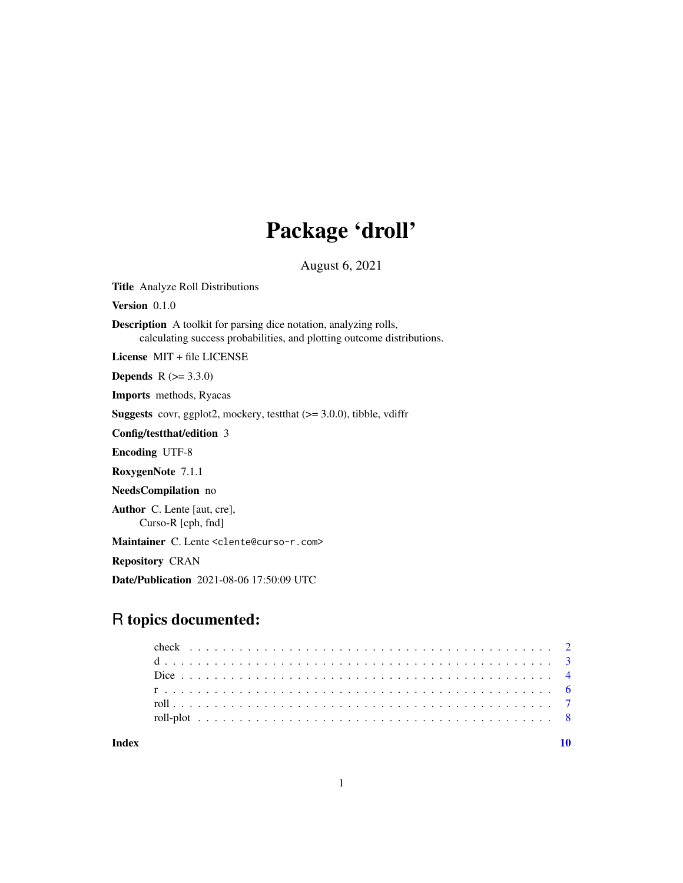# Package 'droll'

August 6, 2021

**Title** Analyze Roll Distributions

**Version** 0.1.0

**Description** A toolkit for parsing dice notation, analyzing rolls, calculating success probabilities, and plotting outcome distributions.

**License** MIT + file LICENSE

**Depends** R (>= 3.3.0)

**Imports** methods, Ryacas

**Suggests** covr, ggplot2, mockery, testthat (>= 3.0.0), tibble, vdiffr

**Config/testthat/edition** 3

**Encoding** UTF-8

**RoxygenNote** 7.1.1

**NeedsCompilation** no

**Author** C. Lente [aut, cre], Curso-R [cph, fnd]

**Maintainer** C. Lente <clente@curso-r.com>

**Repository** CRAN

**Date/Publication** 2021-08-06 17:50:09 UTC

## R topics documented:

- check . . . . . . . . . . . . . . . . . . . . . . . . . . . . . . . . . . . . . . . . . . 2
- d . . . . . . . . . . . . . . . . . . . . . . . . . . . . . . . . . . . . . . . . . . . . . 3
- Dice . . . . . . . . . . . . . . . . . . . . . . . . . . . . . . . . . . . . . . . . . . . 4
- r . . . . . . . . . . . . . . . . . . . . . . . . . . . . . . . . . . . . . . . . . . . . . 6
- roll . . . . . . . . . . . . . . . . . . . . . . . . . . . . . . . . . . . . . . . . . . . 7
- roll-plot . . . . . . . . . . . . . . . . . . . . . . . . . . . . . . . . . . . . . . . . 8

**Index** **10**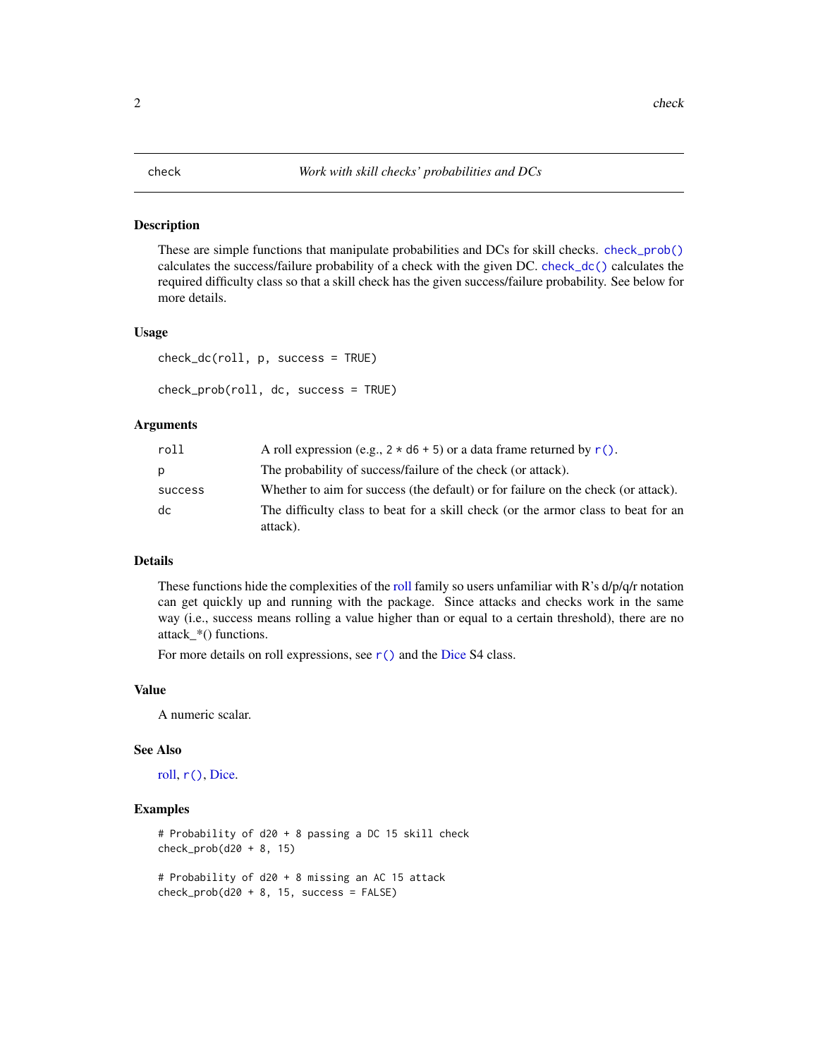check *Work with skill checks' probabilities and DCs*

## Description

These are simple functions that manipulate probabilities and DCs for skill checks. `check_prob()` calculates the success/failure probability of a check with the given DC. `check_dc()` calculates the required difficulty class so that a skill check has the given success/failure probability. See below for more details.

## Usage

```
check_dc(roll, p, success = TRUE)

check_prob(roll, dc, success = TRUE)
```

## Arguments

| | |
|---|---|
| `roll` | A roll expression (e.g., `2 * d6 + 5`) or a data frame returned by `r()`. |
| `p` | The probability of success/failure of the check (or attack). |
| `success` | Whether to aim for success (the default) or for failure on the check (or attack). |
| `dc` | The difficulty class to beat for a skill check (or the armor class to beat for an attack). |

## Details

These functions hide the complexities of the roll family so users unfamiliar with R's d/p/q/r notation can get quickly up and running with the package. Since attacks and checks work in the same way (i.e., success means rolling a value higher than or equal to a certain threshold), there are no attack_*() functions.

For more details on roll expressions, see `r()` and the Dice S4 class.

## Value

A numeric scalar.

## See Also

roll, `r()`, Dice.

## Examples

```
# Probability of d20 + 8 passing a DC 15 skill check
check_prob(d20 + 8, 15)

# Probability of d20 + 8 missing an AC 15 attack
check_prob(d20 + 8, 15, success = FALSE)
```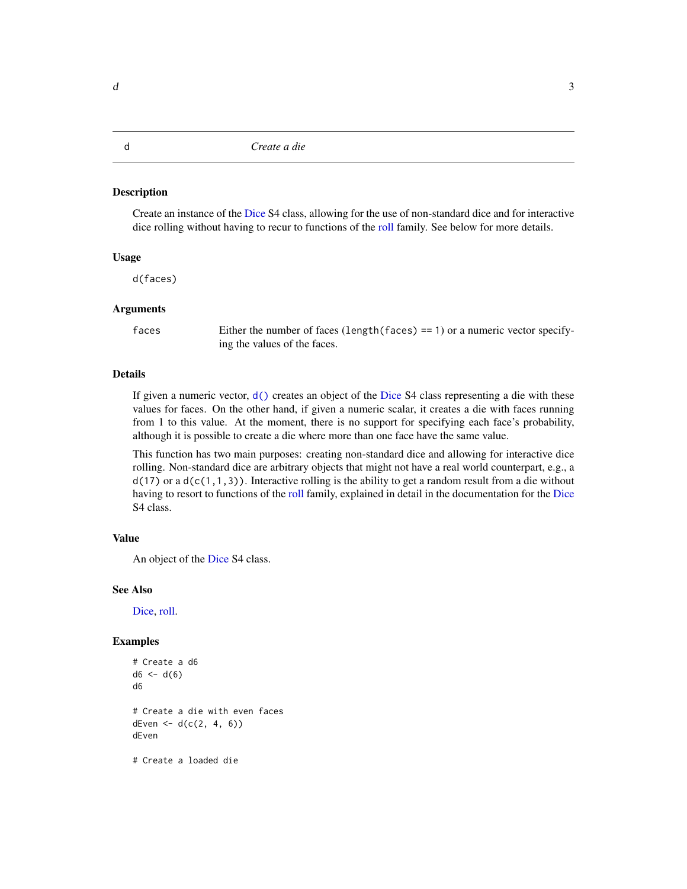# d — Create a die

## Description

Create an instance of the Dice S4 class, allowing for the use of non-standard dice and for interactive dice rolling without having to recur to functions of the roll family. See below for more details.

## Usage

```
d(faces)
```

## Arguments

| | |
|---|---|
| faces | Either the number of faces (`length(faces) == 1`) or a numeric vector specifying the values of the faces. |

## Details

If given a numeric vector, `d()` creates an object of the Dice S4 class representing a die with these values for faces. On the other hand, if given a numeric scalar, it creates a die with faces running from 1 to this value. At the moment, there is no support for specifying each face's probability, although it is possible to create a die where more than one face have the same value.

This function has two main purposes: creating non-standard dice and allowing for interactive dice rolling. Non-standard dice are arbitrary objects that might not have a real world counterpart, e.g., a `d(17)` or a `d(c(1,1,3))`. Interactive rolling is the ability to get a random result from a die without having to resort to functions of the roll family, explained in detail in the documentation for the Dice S4 class.

## Value

An object of the Dice S4 class.

## See Also

Dice, roll.

## Examples

```
# Create a d6
d6 <- d(6)
d6

# Create a die with even faces
dEven <- d(c(2, 4, 6))
dEven

# Create a loaded die
```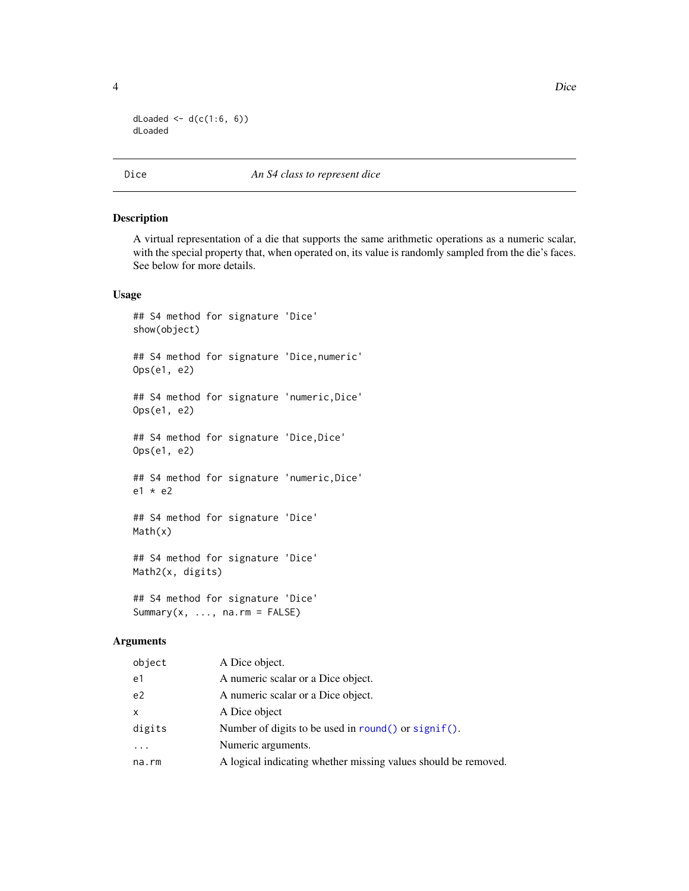```
dLoaded <- d(c(1:6, 6))
dLoaded
```

## Dice — *An S4 class to represent dice*

### Description

A virtual representation of a die that supports the same arithmetic operations as a numeric scalar, with the special property that, when operated on, its value is randomly sampled from the die's faces. See below for more details.

### Usage

```
## S4 method for signature 'Dice'
show(object)

## S4 method for signature 'Dice,numeric'
Ops(e1, e2)

## S4 method for signature 'numeric,Dice'
Ops(e1, e2)

## S4 method for signature 'Dice,Dice'
Ops(e1, e2)

## S4 method for signature 'numeric,Dice'
e1 * e2

## S4 method for signature 'Dice'
Math(x)

## S4 method for signature 'Dice'
Math2(x, digits)

## S4 method for signature 'Dice'
Summary(x, ..., na.rm = FALSE)
```

### Arguments

| | |
|---|---|
| `object` | A Dice object. |
| `e1` | A numeric scalar or a Dice object. |
| `e2` | A numeric scalar or a Dice object. |
| `x` | A Dice object |
| `digits` | Number of digits to be used in `round()` or `signif()`. |
| `...` | Numeric arguments. |
| `na.rm` | A logical indicating whether missing values should be removed. |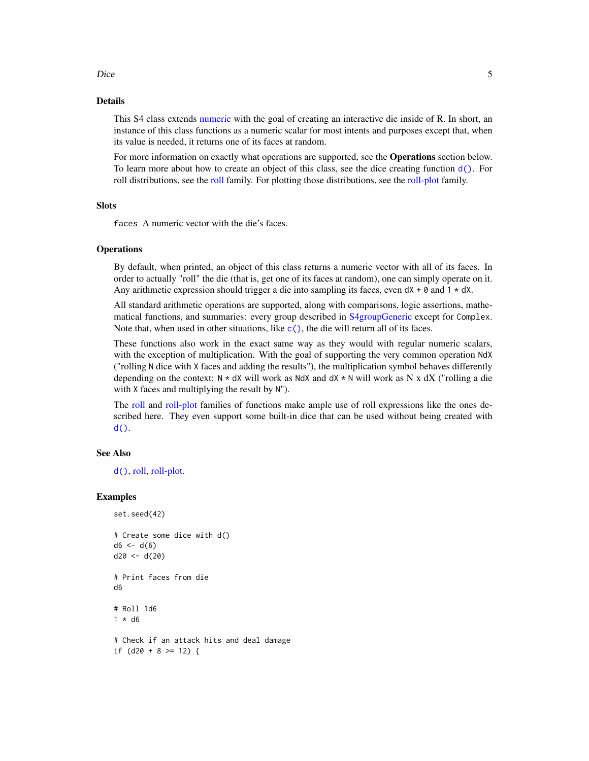## Details

This S4 class extends numeric with the goal of creating an interactive die inside of R. In short, an instance of this class functions as a numeric scalar for most intents and purposes except that, when its value is needed, it returns one of its faces at random.

For more information on exactly what operations are supported, see the **Operations** section below. To learn more about how to create an object of this class, see the dice creating function `d()`. For roll distributions, see the roll family. For plotting those distributions, see the roll-plot family.

## Slots

`faces` A numeric vector with the die's faces.

## Operations

By default, when printed, an object of this class returns a numeric vector with all of its faces. In order to actually "roll" the die (that is, get one of its faces at random), one can simply operate on it. Any arithmetic expression should trigger a die into sampling its faces, even `dX + 0` and `1 * dX`.

All standard arithmetic operations are supported, along with comparisons, logic assertions, mathematical functions, and summaries: every group described in S4groupGeneric except for `Complex`. Note that, when used in other situations, like `c()`, the die will return all of its faces.

These functions also work in the exact same way as they would with regular numeric scalars, with the exception of multiplication. With the goal of supporting the very common operation `NdX` ("rolling `N` dice with `X` faces and adding the results"), the multiplication symbol behaves differently depending on the context: `N * dX` will work as `NdX` and `dX * N` will work as N x dX ("rolling a die with `X` faces and multiplying the result by `N`").

The roll and roll-plot families of functions make ample use of roll expressions like the ones described here. They even support some built-in dice that can be used without being created with `d()`.

## See Also

`d()`, roll, roll-plot.

## Examples

```
set.seed(42)

# Create some dice with d()
d6 <- d(6)
d20 <- d(20)

# Print faces from die
d6

# Roll 1d6
1 * d6

# Check if an attack hits and deal damage
if (d20 + 8 >= 12) {
```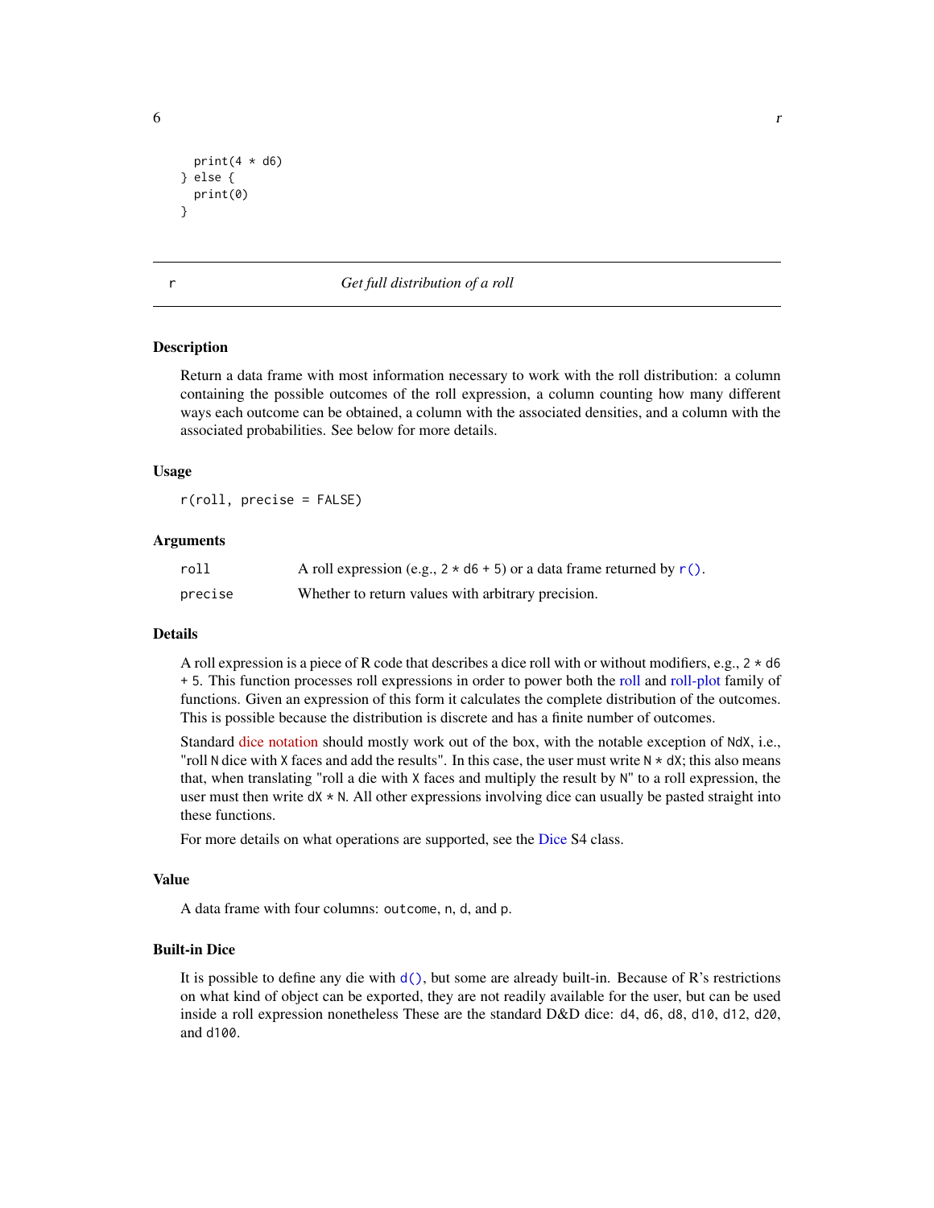```
  print(4 * d6)
} else {
  print(0)
}
```

## r — *Get full distribution of a roll*

### Description

Return a data frame with most information necessary to work with the roll distribution: a column containing the possible outcomes of the roll expression, a column counting how many different ways each outcome can be obtained, a column with the associated densities, and a column with the associated probabilities. See below for more details.

### Usage

```
r(roll, precise = FALSE)
```

### Arguments

| | |
|---|---|
| `roll` | A roll expression (e.g., `2 * d6 + 5`) or a data frame returned by `r()`. |
| `precise` | Whether to return values with arbitrary precision. |

### Details

A roll expression is a piece of R code that describes a dice roll with or without modifiers, e.g., `2 * d6 + 5`. This function processes roll expressions in order to power both the roll and roll-plot family of functions. Given an expression of this form it calculates the complete distribution of the outcomes. This is possible because the distribution is discrete and has a finite number of outcomes.

Standard dice notation should mostly work out of the box, with the notable exception of `NdX`, i.e., "roll `N` dice with `X` faces and add the results". In this case, the user must write `N * dX`; this also means that, when translating "roll a die with `X` faces and multiply the result by `N`" to a roll expression, the user must then write `dX * N`. All other expressions involving dice can usually be pasted straight into these functions.

For more details on what operations are supported, see the Dice S4 class.

### Value

A data frame with four columns: `outcome`, `n`, `d`, and `p`.

### Built-in Dice

It is possible to define any die with `d()`, but some are already built-in. Because of R's restrictions on what kind of object can be exported, they are not readily available for the user, but can be used inside a roll expression nonetheless These are the standard D&D dice: `d4`, `d6`, `d8`, `d10`, `d12`, `d20`, and `d100`.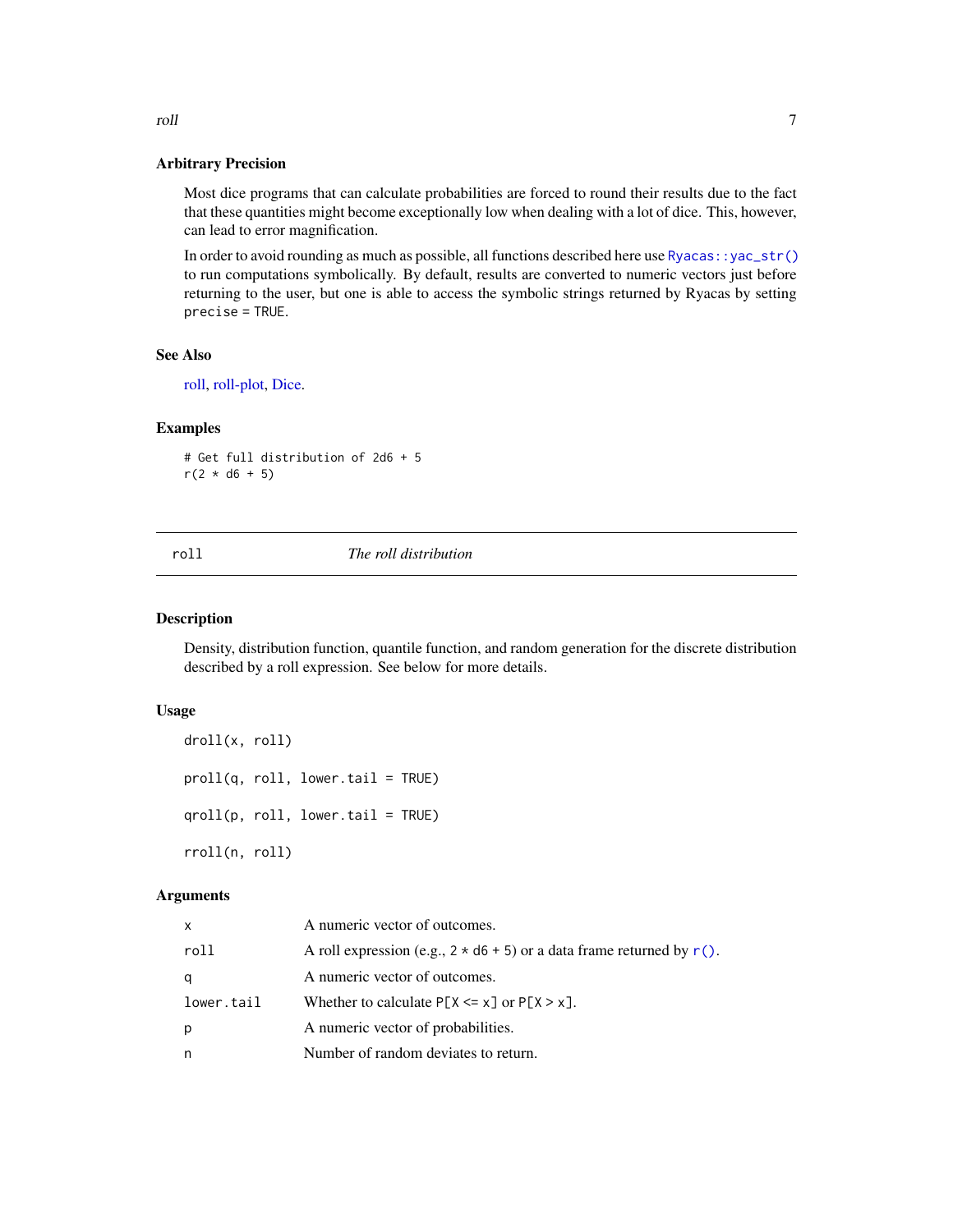### Arbitrary Precision

Most dice programs that can calculate probabilities are forced to round their results due to the fact that these quantities might become exceptionally low when dealing with a lot of dice. This, however, can lead to error magnification.

In order to avoid rounding as much as possible, all functions described here use `Ryacas::yac_str()` to run computations symbolically. By default, results are converted to numeric vectors just before returning to the user, but one is able to access the symbolic strings returned by Ryacas by setting `precise = TRUE`.

### See Also

roll, roll-plot, Dice.

### Examples

```
# Get full distribution of 2d6 + 5
r(2 * d6 + 5)
```

---

## roll — *The roll distribution*

---

### Description

Density, distribution function, quantile function, and random generation for the discrete distribution described by a roll expression. See below for more details.

### Usage

```
droll(x, roll)

proll(q, roll, lower.tail = TRUE)

qroll(p, roll, lower.tail = TRUE)

rroll(n, roll)
```

### Arguments

| | |
|---|---|
| x | A numeric vector of outcomes. |
| roll | A roll expression (e.g., `2 * d6 + 5`) or a data frame returned by `r()`. |
| q | A numeric vector of outcomes. |
| lower.tail | Whether to calculate `P[X <= x]` or `P[X > x]`. |
| p | A numeric vector of probabilities. |
| n | Number of random deviates to return. |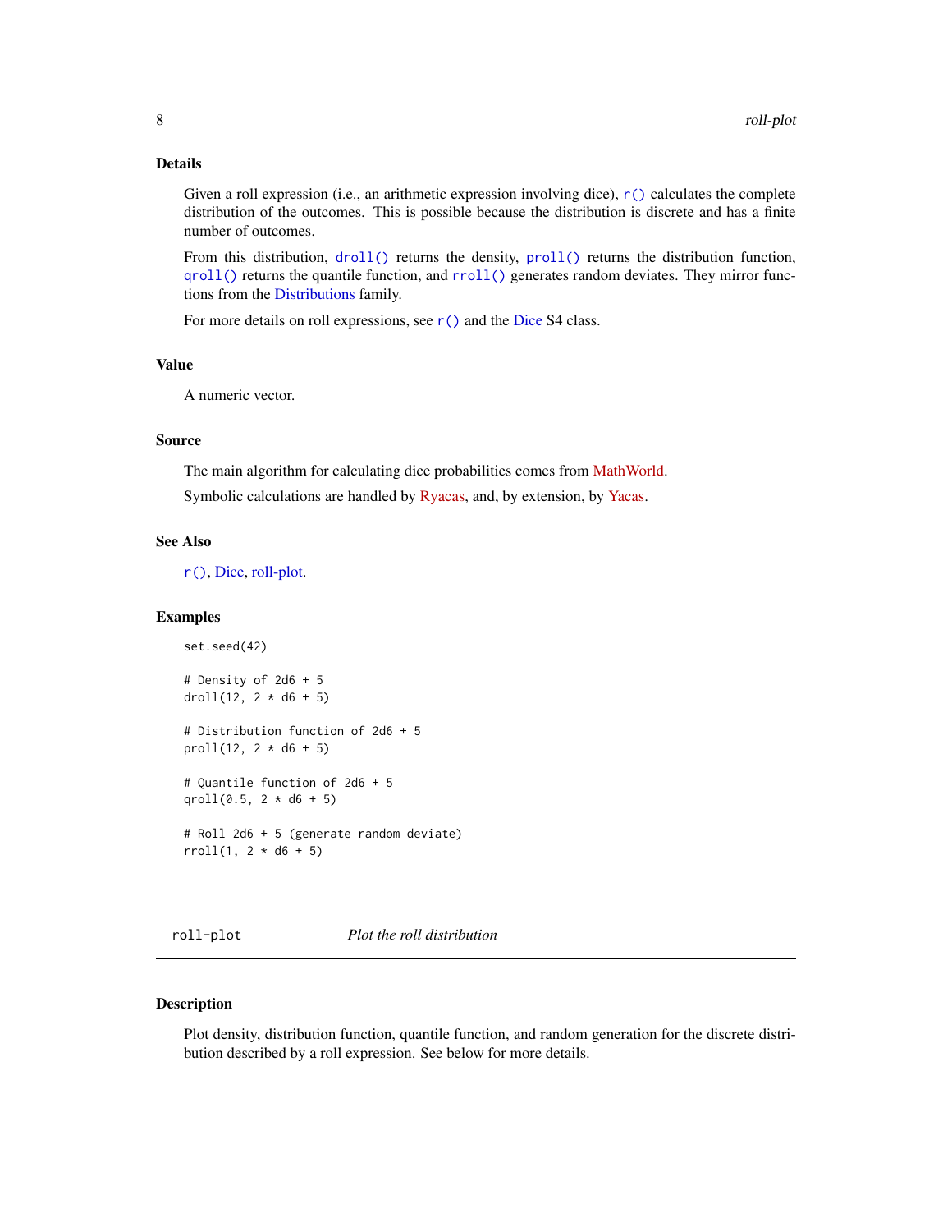## Details

Given a roll expression (i.e., an arithmetic expression involving dice), `r()` calculates the complete distribution of the outcomes. This is possible because the distribution is discrete and has a finite number of outcomes.

From this distribution, `droll()` returns the density, `proll()` returns the distribution function, `qroll()` returns the quantile function, and `rroll()` generates random deviates. They mirror functions from the Distributions family.

For more details on roll expressions, see `r()` and the Dice S4 class.

## Value

A numeric vector.

## Source

The main algorithm for calculating dice probabilities comes from MathWorld.

Symbolic calculations are handled by Ryacas, and, by extension, by Yacas.

## See Also

`r()`, Dice, roll-plot.

## Examples

```
set.seed(42)

# Density of 2d6 + 5
droll(12, 2 * d6 + 5)

# Distribution function of 2d6 + 5
proll(12, 2 * d6 + 5)

# Quantile function of 2d6 + 5
qroll(0.5, 2 * d6 + 5)

# Roll 2d6 + 5 (generate random deviate)
rroll(1, 2 * d6 + 5)
```

---

# roll-plot — *Plot the roll distribution*

## Description

Plot density, distribution function, quantile function, and random generation for the discrete distribution described by a roll expression. See below for more details.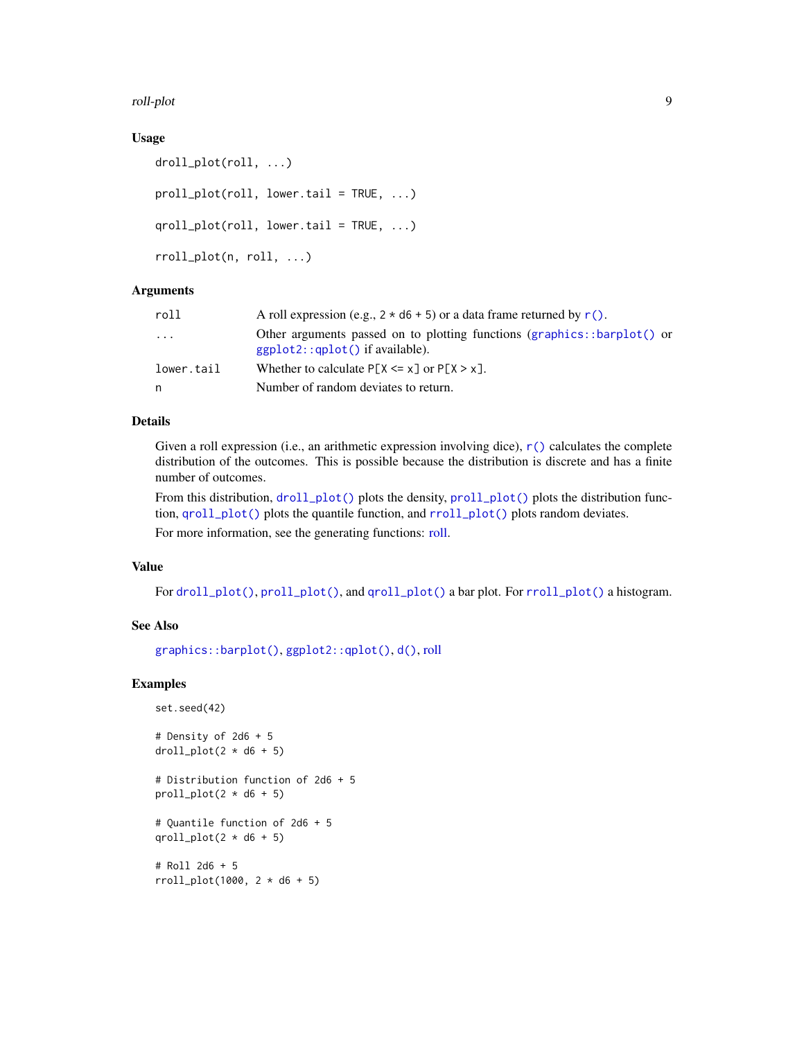## Usage

```
droll_plot(roll, ...)

proll_plot(roll, lower.tail = TRUE, ...)

qroll_plot(roll, lower.tail = TRUE, ...)

rroll_plot(n, roll, ...)
```

## Arguments

| | |
|---|---|
| roll | A roll expression (e.g., `2 * d6 + 5`) or a data frame returned by `r()`. |
| ... | Other arguments passed on to plotting functions (`graphics::barplot()` or `ggplot2::qplot()` if available). |
| lower.tail | Whether to calculate `P[X <= x]` or `P[X > x]`. |
| n | Number of random deviates to return. |

## Details

Given a roll expression (i.e., an arithmetic expression involving dice), `r()` calculates the complete distribution of the outcomes. This is possible because the distribution is discrete and has a finite number of outcomes.

From this distribution, `droll_plot()` plots the density, `proll_plot()` plots the distribution function, `qroll_plot()` plots the quantile function, and `rroll_plot()` plots random deviates.

For more information, see the generating functions: roll.

## Value

For `droll_plot()`, `proll_plot()`, and `qroll_plot()` a bar plot. For `rroll_plot()` a histogram.

## See Also

`graphics::barplot()`, `ggplot2::qplot()`, `d()`, roll

## Examples

```
set.seed(42)

# Density of 2d6 + 5
droll_plot(2 * d6 + 5)

# Distribution function of 2d6 + 5
proll_plot(2 * d6 + 5)

# Quantile function of 2d6 + 5
qroll_plot(2 * d6 + 5)

# Roll 2d6 + 5
rroll_plot(1000, 2 * d6 + 5)
```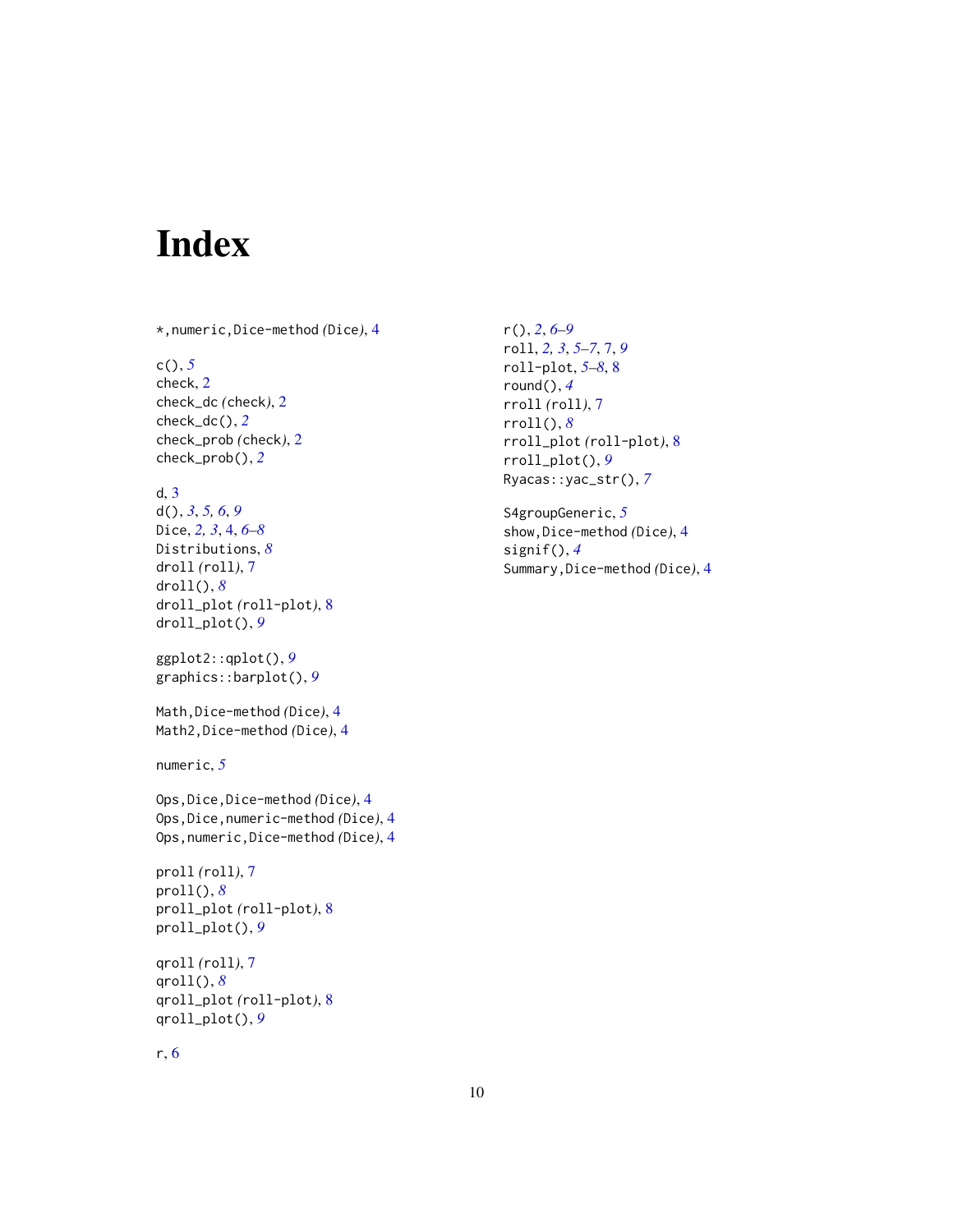# Index

*,numeric,Dice-method *(*Dice*)*, 4

c(), *5*
check, 2
check_dc *(*check*)*, 2
check_dc(), *2*
check_prob *(*check*)*, 2
check_prob(), *2*

d, 3
d(), *3*, *5*, *6*, *9*
Dice, *2*, *3*, 4, *6–8*
Distributions, *8*
droll *(*roll*)*, 7
droll(), *8*
droll_plot *(*roll-plot*)*, 8
droll_plot(), *9*

ggplot2::qplot(), *9*
graphics::barplot(), *9*

Math,Dice-method *(*Dice*)*, 4
Math2,Dice-method *(*Dice*)*, 4

numeric, *5*

Ops,Dice,Dice-method *(*Dice*)*, 4
Ops,Dice,numeric-method *(*Dice*)*, 4
Ops,numeric,Dice-method *(*Dice*)*, 4

proll *(*roll*)*, 7
proll(), *8*
proll_plot *(*roll-plot*)*, 8
proll_plot(), *9*

qroll *(*roll*)*, 7
qroll(), *8*
qroll_plot *(*roll-plot*)*, 8
qroll_plot(), *9*

r, 6
r(), *2*, *6–9*
roll, *2*, *3*, *5–7*, 7, *9*
roll-plot, *5–8*, 8
round(), *4*
rroll *(*roll*)*, 7
rroll(), *8*
rroll_plot *(*roll-plot*)*, 8
rroll_plot(), *9*
Ryacas::yac_str(), *7*

S4groupGeneric, *5*
show,Dice-method *(*Dice*)*, 4
signif(), *4*
Summary,Dice-method *(*Dice*)*, 4